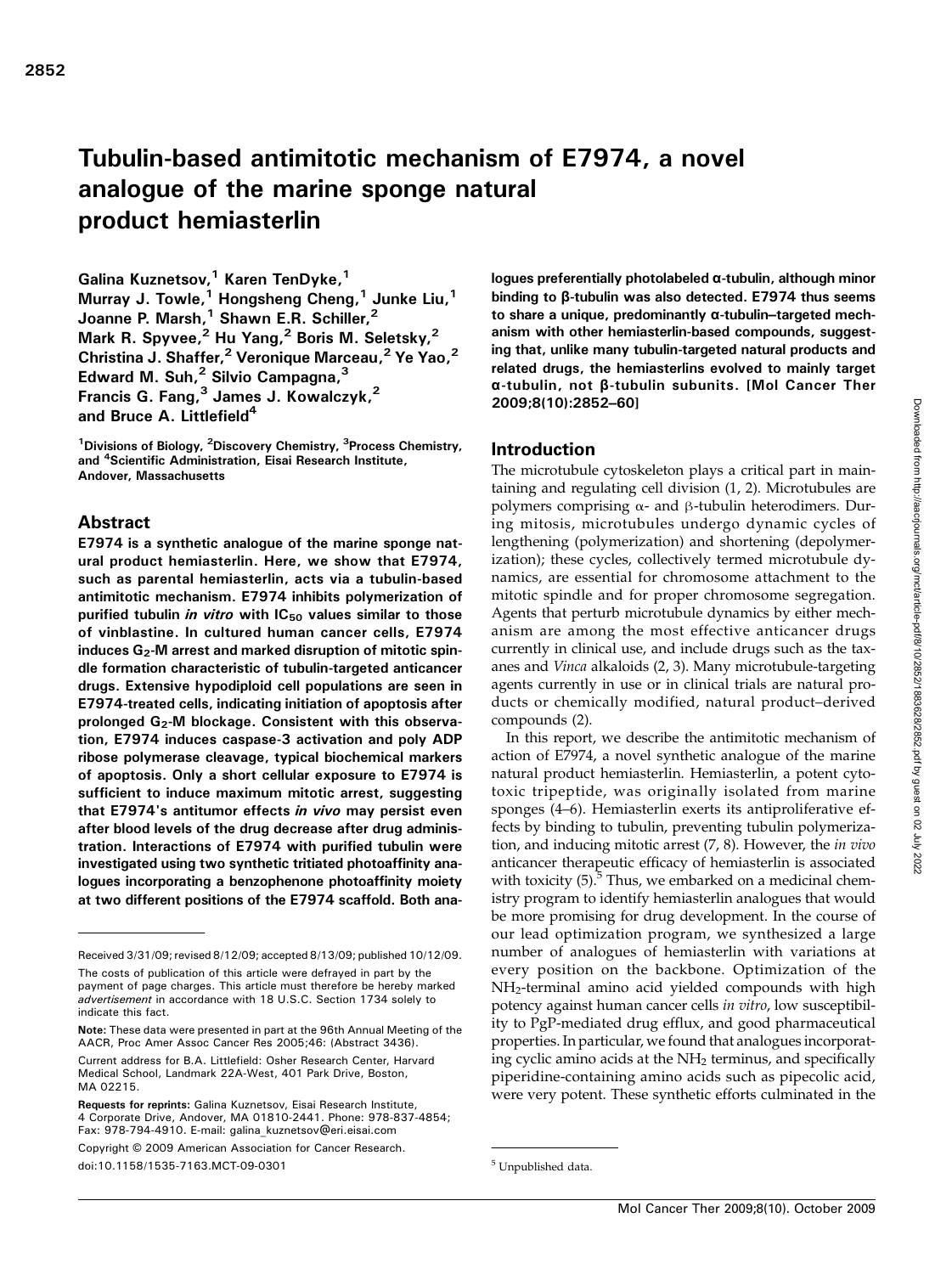# Tubulin-based antimitotic mechanism of E7974, a novel analogue of the marine sponge natural product hemiasterlin

Galina Kuznetsov,[1] Karen TenDyke,[1] Murray J. Towle,[1] Hongsheng Cheng,[1] Junke Liu,[1] Joanne P. Marsh,[1] Shawn E.R. Schiller,[2] Mark R. Spyvee,[2] Hu Yang,[2] Boris M. Seletsky,[2] Christina J. Shaffer,[2] Veronique Marceau,[2] Ye Yao,[2] Edward M. Suh,[2] Silvio Campagna,[3] Francis G. Fang,[3] James J. Kowalczyk,[2] and Bruce A. Littlefield[4]

[1]Divisions of Biology, [2]Discovery Chemistry, [3]Process Chemistry, and [4]Scientific Administration, Eisai Research Institute, Andover, Massachusetts

## Abstract

**E7974 is a synthetic analogue of the marine sponge natural product hemiasterlin. Here, we show that E7974, such as parental hemiasterlin, acts via a tubulin-based antimitotic mechanism. E7974 inhibits polymerization of purified tubulin *in vitro* with $IC_{50}$ values similar to those of vinblastine. In cultured human cancer cells, E7974 induces $G_2$-M arrest and marked disruption of mitotic spindle formation characteristic of tubulin-targeted anticancer drugs. Extensive hypodiploid cell populations are seen in E7974-treated cells, indicating initiation of apoptosis after prolonged $G_2$-M blockage. Consistent with this observation, E7974 induces caspase-3 activation and poly ADP ribose polymerase cleavage, typical biochemical markers of apoptosis. Only a short cellular exposure to E7974 is sufficient to induce maximum mitotic arrest, suggesting that E7974's antitumor effects *in vivo* may persist even after blood levels of the drug decrease after drug administration. Interactions of E7974 with purified tubulin were investigated using two synthetic tritiated photoaffinity analogues incorporating a benzophenone photoaffinity moiety at two different positions of the E7974 scaffold. Both analogues preferentially photolabeled α-tubulin, although minor binding to β-tubulin was also detected. E7974 thus seems to share a unique, predominantly α-tubulin–targeted mechanism with other hemiasterlin-based compounds, suggesting that, unlike many tubulin-targeted natural products and related drugs, the hemiasterlins evolved to mainly target α-tubulin, not β-tubulin subunits. [Mol Cancer Ther 2009;8(10):2852–60]**

Received 3/31/09; revised 8/12/09; accepted 8/13/09; published 10/12/09.

The costs of publication of this article were defrayed in part by the payment of page charges. This article must therefore be hereby marked *advertisement* in accordance with 18 U.S.C. Section 1734 solely to indicate this fact.

**Note:** These data were presented in part at the 96th Annual Meeting of the AACR, Proc Amer Assoc Cancer Res 2005;46: (Abstract 3436).

Current address for B.A. Littlefield: Osher Research Center, Harvard Medical School, Landmark 22A-West, 401 Park Drive, Boston, MA 02215.

**Requests for reprints:** Galina Kuznetsov, Eisai Research Institute, 4 Corporate Drive, Andover, MA 01810-2441. Phone: 978-837-4854; Fax: 978-794-4910. E-mail: galina_kuznetsov@eri.eisai.com

Copyright © 2009 American Association for Cancer Research.

doi:10.1158/1535-7163.MCT-09-0301

## Introduction

The microtubule cytoskeleton plays a critical part in maintaining and regulating cell division (1, 2). Microtubules are polymers comprising α- and β-tubulin heterodimers. During mitosis, microtubules undergo dynamic cycles of lengthening (polymerization) and shortening (depolymerization); these cycles, collectively termed microtubule dynamics, are essential for chromosome attachment to the mitotic spindle and for proper chromosome segregation. Agents that perturb microtubule dynamics by either mechanism are among the most effective anticancer drugs currently in clinical use, and include drugs such as the taxanes and *Vinca* alkaloids (2, 3). Many microtubule-targeting agents currently in use or in clinical trials are natural products or chemically modified, natural product–derived compounds (2).

In this report, we describe the antimitotic mechanism of action of E7974, a novel synthetic analogue of the marine natural product hemiasterlin. Hemiasterlin, a potent cytotoxic tripeptide, was originally isolated from marine sponges (4–6). Hemiasterlin exerts its antiproliferative effects by binding to tubulin, preventing tubulin polymerization, and inducing mitotic arrest (7, 8). However, the *in vivo* anticancer therapeutic efficacy of hemiasterlin is associated with toxicity (5).[5] Thus, we embarked on a medicinal chemistry program to identify hemiasterlin analogues that would be more promising for drug development. In the course of our lead optimization program, we synthesized a large number of analogues of hemiasterlin with variations at every position on the backbone. Optimization of the $NH_2$-terminal amino acid yielded compounds with high potency against human cancer cells *in vitro*, low susceptibility to PgP-mediated drug efflux, and good pharmaceutical properties. In particular, we found that analogues incorporating cyclic amino acids at the $NH_2$ terminus, and specifically piperidine-containing amino acids such as pipecolic acid, were very potent. These synthetic efforts culminated in the

[5] Unpublished data.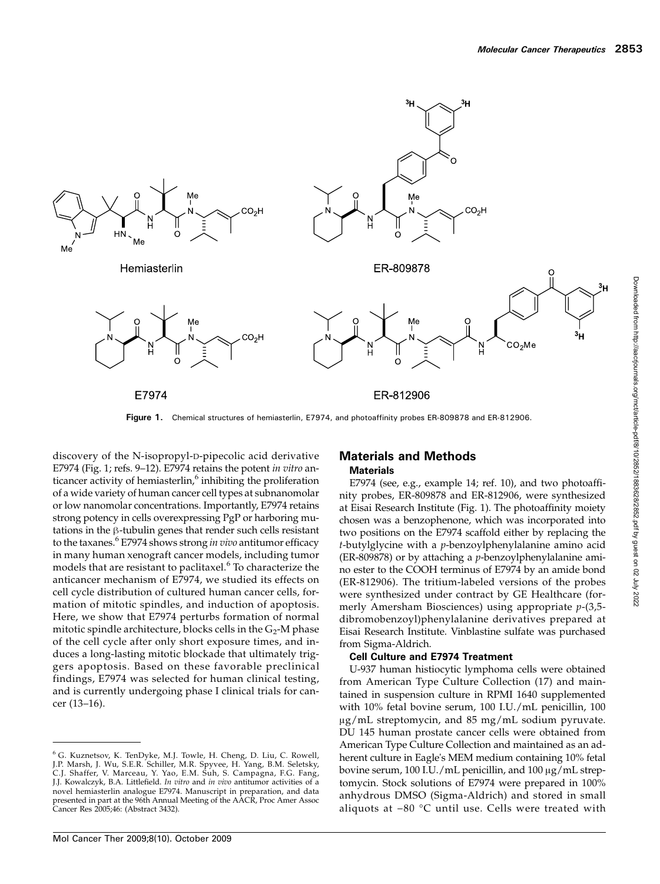Figure 1. Chemical structures of hemiasterlin, E7974, and photoaffinity probes ER-809878 and ER-812906.

discovery of the N-isopropyl-D-pipecolic acid derivative E7974 (Fig. 1; refs. 9–12). E7974 retains the potent *in vitro* anticancer activity of hemiasterlin,[6] inhibiting the proliferation of a wide variety of human cancer cell types at subnanomolar or low nanomolar concentrations. Importantly, E7974 retains strong potency in cells overexpressing PgP or harboring mutations in the β-tubulin genes that render such cells resistant to the taxanes.[6] E7974 shows strong *in vivo* antitumor efficacy in many human xenograft cancer models, including tumor models that are resistant to paclitaxel.[6] To characterize the anticancer mechanism of E7974, we studied its effects on cell cycle distribution of cultured human cancer cells, formation of mitotic spindles, and induction of apoptosis. Here, we show that E7974 perturbs formation of normal mitotic spindle architecture, blocks cells in the $G_2$-M phase of the cell cycle after only short exposure times, and induces a long-lasting mitotic blockade that ultimately triggers apoptosis. Based on these favorable preclinical findings, E7974 was selected for human clinical testing, and is currently undergoing phase I clinical trials for cancer (13–16).

[6] G. Kuznetsov, K. TenDyke, M.J. Towle, H. Cheng, D. Liu, C. Rowell, J.P. Marsh, J. Wu, S.E.R. Schiller, M.R. Spyvee, H. Yang, B.M. Seletsky, C.J. Shaffer, V. Marceau, Y. Yao, E.M. Suh, S. Campagna, F.G. Fang, J.J. Kowalczyk, B.A. Littlefield. *In vitro* and *in vivo* antitumor activities of a novel hemiasterlin analogue E7974. Manuscript in preparation, and data presented in part at the 96th Annual Meeting of the AACR, Proc Amer Assoc Cancer Res 2005;46: (Abstract 3432).

## Materials and Methods

### Materials

E7974 (see, e.g., example 14; ref. 10), and two photoaffinity probes, ER-809878 and ER-812906, were synthesized at Eisai Research Institute (Fig. 1). The photoaffinity moiety chosen was a benzophenone, which was incorporated into two positions on the E7974 scaffold either by replacing the *t*-butylglycine with a *p*-benzoylphenylalanine amino acid (ER-809878) or by attaching a *p*-benzoylphenylalanine amino ester to the COOH terminus of E7974 by an amide bond (ER-812906). The tritium-labeled versions of the probes were synthesized under contract by GE Healthcare (formerly Amersham Biosciences) using appropriate *p*-(3,5-dibromobenzoyl)phenylalanine derivatives prepared at Eisai Research Institute. Vinblastine sulfate was purchased from Sigma-Aldrich.

### Cell Culture and E7974 Treatment

U-937 human histiocytic lymphoma cells were obtained from American Type Culture Collection (17) and maintained in suspension culture in RPMI 1640 supplemented with 10% fetal bovine serum, 100 I.U./mL penicillin, 100 μg/mL streptomycin, and 85 mg/mL sodium pyruvate. DU 145 human prostate cancer cells were obtained from American Type Culture Collection and maintained as an adherent culture in Eagle's MEM medium containing 10% fetal bovine serum, 100 I.U./mL penicillin, and 100 μg/mL streptomycin. Stock solutions of E7974 were prepared in 100% anhydrous DMSO (Sigma-Aldrich) and stored in small aliquots at −80 °C until use. Cells were treated with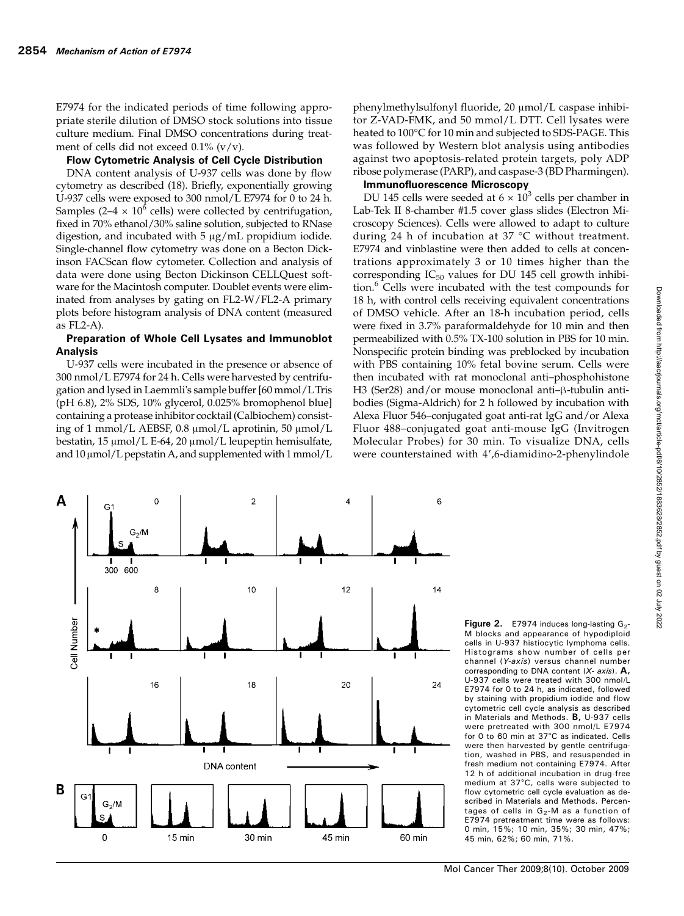E7974 for the indicated periods of time following appropriate sterile dilution of DMSO stock solutions into tissue culture medium. Final DMSO concentrations during treatment of cells did not exceed 0.1% (v/v).

### Flow Cytometric Analysis of Cell Cycle Distribution

DNA content analysis of U-937 cells was done by flow cytometry as described (18). Briefly, exponentially growing U-937 cells were exposed to 300 nmol/L E7974 for 0 to 24 h. Samples (2–4 × $10^6$ cells) were collected by centrifugation, fixed in 70% ethanol/30% saline solution, subjected to RNase digestion, and incubated with 5 μg/mL propidium iodide. Single-channel flow cytometry was done on a Becton Dickinson FACScan flow cytometer. Collection and analysis of data were done using Becton Dickinson CELLQuest software for the Macintosh computer. Doublet events were eliminated from analyses by gating on FL2-W/FL2-A primary plots before histogram analysis of DNA content (measured as FL2-A).

### Preparation of Whole Cell Lysates and Immunoblot Analysis

U-937 cells were incubated in the presence or absence of 300 nmol/L E7974 for 24 h. Cells were harvested by centrifugation and lysed in Laemmli's sample buffer [60 mmol/L Tris (pH 6.8), 2% SDS, 10% glycerol, 0.025% bromophenol blue] containing a protease inhibitor cocktail (Calbiochem) consisting of 1 mmol/L AEBSF, 0.8 μmol/L aprotinin, 50 μmol/L bestatin, 15 μmol/L E-64, 20 μmol/L leupeptin hemisulfate, and 10 μmol/L pepstatin A, and supplemented with 1 mmol/L phenylmethylsulfonyl fluoride, 20 μmol/L caspase inhibitor Z-VAD-FMK, and 50 mmol/L DTT. Cell lysates were heated to 100°C for 10 min and subjected to SDS-PAGE. This was followed by Western blot analysis using antibodies against two apoptosis-related protein targets, poly ADP ribose polymerase (PARP), and caspase-3 (BD Pharmingen).

### Immunofluorescence Microscopy

DU 145 cells were seeded at 6 × $10^3$ cells per chamber in Lab-Tek II 8-chamber #1.5 cover glass slides (Electron Microscopy Sciences). Cells were allowed to adapt to culture during 24 h of incubation at 37 °C without treatment. E7974 and vinblastine were then added to cells at concentrations approximately 3 or 10 times higher than the corresponding $IC_{50}$ values for DU 145 cell growth inhibition.[6] Cells were incubated with the test compounds for 18 h, with control cells receiving equivalent concentrations of DMSO vehicle. After an 18-h incubation period, cells were fixed in 3.7% paraformaldehyde for 10 min and then permeabilized with 0.5% TX-100 solution in PBS for 10 min. Nonspecific protein binding was preblocked by incubation with PBS containing 10% fetal bovine serum. Cells were then incubated with rat monoclonal anti–phosphohistone H3 (Ser28) and/or mouse monoclonal anti–β-tubulin antibodies (Sigma-Aldrich) for 2 h followed by incubation with Alexa Fluor 546–conjugated goat anti-rat IgG and/or Alexa Fluor 488–conjugated goat anti-mouse IgG (Invitrogen Molecular Probes) for 30 min. To visualize DNA, cells were counterstained with 4′,6-diamidino-2-phenylindole

**Figure 2.** E7974 induces long-lasting $G_2$-M blocks and appearance of hypodiploid cells in U-937 histiocytic lymphoma cells. Histograms show number of cells per channel (*Y-axis*) versus channel number corresponding to DNA content (*X- axis*). **A,** U-937 cells were treated with 300 nmol/L E7974 for 0 to 24 h, as indicated, followed by staining with propidium iodide and flow cytometric cell cycle analysis as described in Materials and Methods. **B,** U-937 cells were pretreated with 300 nmol/L E7974 for 0 to 60 min at 37°C as indicated. Cells were then harvested by gentle centrifugation, washed in PBS, and resuspended in fresh medium not containing E7974. After 12 h of additional incubation in drug-free medium at 37°C, cells were subjected to flow cytometric cell cycle evaluation as described in Materials and Methods. Percentages of cells in $G_2$-M as a function of E7974 pretreatment time were as follows: 0 min, 15%; 10 min, 35%; 30 min, 47%; 45 min, 62%; 60 min, 71%.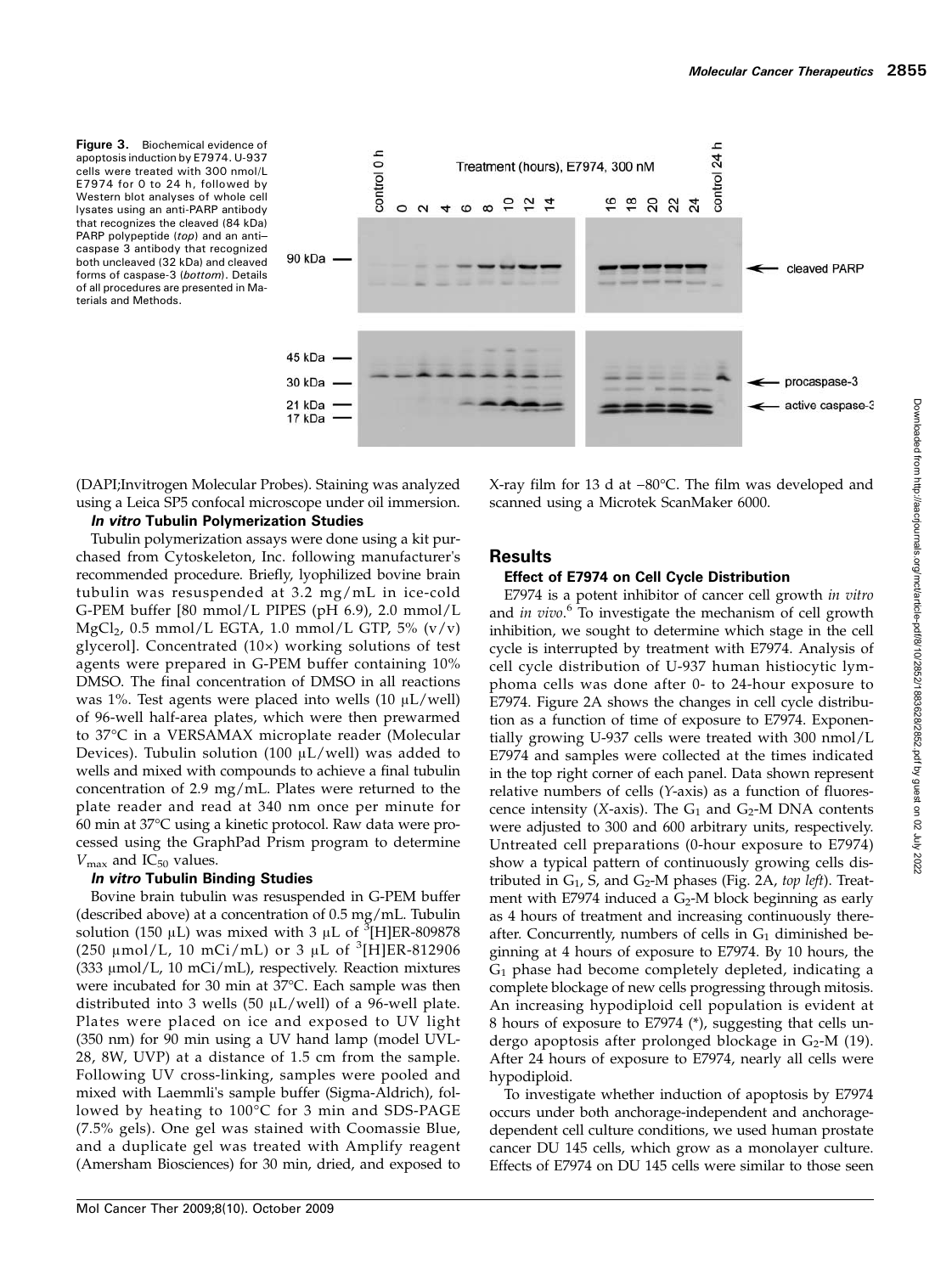**Figure 3.** Biochemical evidence of apoptosis induction by E7974. U-937 cells were treated with 300 nmol/L E7974 for 0 to 24 h, followed by Western blot analyses of whole cell lysates using an anti-PARP antibody that recognizes the cleaved (84 kDa) PARP polypeptide (*top*) and an anti–caspase 3 antibody that recognized both uncleaved (32 kDa) and cleaved forms of caspase-3 (*bottom*). Details of all procedures are presented in Materials and Methods.

(DAPI;Invitrogen Molecular Probes). Staining was analyzed using a Leica SP5 confocal microscope under oil immersion.

#### *In vitro* Tubulin Polymerization Studies

Tubulin polymerization assays were done using a kit purchased from Cytoskeleton, Inc. following manufacturer's recommended procedure. Briefly, lyophilized bovine brain tubulin was resuspended at 3.2 mg/mL in ice-cold G-PEM buffer [80 mmol/L PIPES (pH 6.9), 2.0 mmol/L $MgCl_2$, 0.5 mmol/L EGTA, 1.0 mmol/L GTP, 5% (v/v) glycerol]. Concentrated (10×) working solutions of test agents were prepared in G-PEM buffer containing 10% DMSO. The final concentration of DMSO in all reactions was 1%. Test agents were placed into wells (10 μL/well) of 96-well half-area plates, which were then prewarmed to 37°C in a VERSAMAX microplate reader (Molecular Devices). Tubulin solution (100 μL/well) was added to wells and mixed with compounds to achieve a final tubulin concentration of 2.9 mg/mL. Plates were returned to the plate reader and read at 340 nm once per minute for 60 min at 37°C using a kinetic protocol. Raw data were processed using the GraphPad Prism program to determine $V_{max}$ and $IC_{50}$ values.

#### *In vitro* Tubulin Binding Studies

Bovine brain tubulin was resuspended in G-PEM buffer (described above) at a concentration of 0.5 mg/mL. Tubulin solution (150 μL) was mixed with 3 μL of $^{3}$[H]ER-809878 (250 μmol/L, 10 mCi/mL) or 3 μL of $^{3}$[H]ER-812906 (333 μmol/L, 10 mCi/mL), respectively. Reaction mixtures were incubated for 30 min at 37°C. Each sample was then distributed into 3 wells (50 μL/well) of a 96-well plate. Plates were placed on ice and exposed to UV light (350 nm) for 90 min using a UV hand lamp (model UVL-28, 8W, UVP) at a distance of 1.5 cm from the sample. Following UV cross-linking, samples were pooled and mixed with Laemmli's sample buffer (Sigma-Aldrich), followed by heating to 100°C for 3 min and SDS-PAGE (7.5% gels). One gel was stained with Coomassie Blue, and a duplicate gel was treated with Amplify reagent (Amersham Biosciences) for 30 min, dried, and exposed to X-ray film for 13 d at −80°C. The film was developed and scanned using a Microtek ScanMaker 6000.

## Results

#### Effect of E7974 on Cell Cycle Distribution

E7974 is a potent inhibitor of cancer cell growth *in vitro* and *in vivo*.[6] To investigate the mechanism of cell growth inhibition, we sought to determine which stage in the cell cycle is interrupted by treatment with E7974. Analysis of cell cycle distribution of U-937 human histiocytic lymphoma cells was done after 0- to 24-hour exposure to E7974. Figure 2A shows the changes in cell cycle distribution as a function of time of exposure to E7974. Exponentially growing U-937 cells were treated with 300 nmol/L E7974 and samples were collected at the times indicated in the top right corner of each panel. Data shown represent relative numbers of cells (*Y*-axis) as a function of fluorescence intensity (*X*-axis). The $G_1$ and $G_2$-M DNA contents were adjusted to 300 and 600 arbitrary units, respectively. Untreated cell preparations (0-hour exposure to E7974) show a typical pattern of continuously growing cells distributed in $G_1$, S, and $G_2$-M phases (Fig. 2A, *top left*). Treatment with E7974 induced a $G_2$-M block beginning as early as 4 hours of treatment and increasing continuously thereafter. Concurrently, numbers of cells in $G_1$ diminished beginning at 4 hours of exposure to E7974. By 10 hours, the $G_1$ phase had become completely depleted, indicating a complete blockage of new cells progressing through mitosis. An increasing hypodiploid cell population is evident at 8 hours of exposure to E7974 (*), suggesting that cells undergo apoptosis after prolonged blockage in $G_2$-M (19). After 24 hours of exposure to E7974, nearly all cells were hypodiploid.

To investigate whether induction of apoptosis by E7974 occurs under both anchorage-independent and anchorage-dependent cell culture conditions, we used human prostate cancer DU 145 cells, which grow as a monolayer culture. Effects of E7974 on DU 145 cells were similar to those seen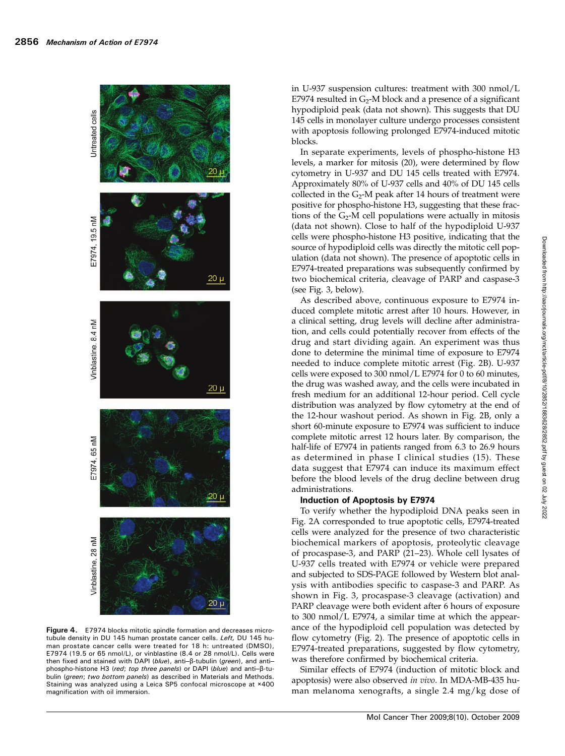in U-937 suspension cultures: treatment with 300 nmol/L E7974 resulted in $G_2$-M block and a presence of a significant hypodiploid peak (data not shown). This suggests that DU 145 cells in monolayer culture undergo processes consistent with apoptosis following prolonged E7974-induced mitotic blocks.

In separate experiments, levels of phospho-histone H3 levels, a marker for mitosis (20), were determined by flow cytometry in U-937 and DU 145 cells treated with E7974. Approximately 80% of U-937 cells and 40% of DU 145 cells collected in the $G_2$-M peak after 14 hours of treatment were positive for phospho-histone H3, suggesting that these fractions of the $G_2$-M cell populations were actually in mitosis (data not shown). Close to half of the hypodiploid U-937 cells were phospho-histone H3 positive, indicating that the source of hypodiploid cells was directly the mitotic cell population (data not shown). The presence of apoptotic cells in E7974-treated preparations was subsequently confirmed by two biochemical criteria, cleavage of PARP and caspase-3 (see Fig. 3, below).

As described above, continuous exposure to E7974 induced complete mitotic arrest after 10 hours. However, in a clinical setting, drug levels will decline after administration, and cells could potentially recover from effects of the drug and start dividing again. An experiment was thus done to determine the minimal time of exposure to E7974 needed to induce complete mitotic arrest (Fig. 2B). U-937 cells were exposed to 300 nmol/L E7974 for 0 to 60 minutes, the drug was washed away, and the cells were incubated in fresh medium for an additional 12-hour period. Cell cycle distribution was analyzed by flow cytometry at the end of the 12-hour washout period. As shown in Fig. 2B, only a short 60-minute exposure to E7974 was sufficient to induce complete mitotic arrest 12 hours later. By comparison, the half-life of E7974 in patients ranged from 6.3 to 26.9 hours as determined in phase I clinical studies (15). These data suggest that E7974 can induce its maximum effect before the blood levels of the drug decline between drug administrations.

### Induction of Apoptosis by E7974

To verify whether the hypodiploid DNA peaks seen in Fig. 2A corresponded to true apoptotic cells, E7974-treated cells were analyzed for the presence of two characteristic biochemical markers of apoptosis, proteolytic cleavage of procaspase-3, and PARP (21–23). Whole cell lysates of U-937 cells treated with E7974 or vehicle were prepared and subjected to SDS-PAGE followed by Western blot analysis with antibodies specific to caspase-3 and PARP. As shown in Fig. 3, procaspase-3 cleavage (activation) and PARP cleavage were both evident after 6 hours of exposure to 300 nmol/L E7974, a similar time at which the appearance of the hypodiploid cell population was detected by flow cytometry (Fig. 2). The presence of apoptotic cells in E7974-treated preparations, suggested by flow cytometry, was therefore confirmed by biochemical criteria.

Similar effects of E7974 (induction of mitotic block and apoptosis) were also observed *in vivo*. In MDA-MB-435 human melanoma xenografts, a single 2.4 mg/kg dose of

**Figure 4.** E7974 blocks mitotic spindle formation and decreases microtubule density in DU 145 human prostate cancer cells. *Left,* DU 145 human prostate cancer cells were treated for 18 h: untreated (DMSO), E7974 (19.5 or 65 nmol/L), or vinblastine (8.4 or 28 nmol/L). Cells were then fixed and stained with DAPI (*blue*), anti–β-tubulin (*green*), and anti–phospho-histone H3 (*red*; *top three panels*) or DAPI (*blue*) and anti–β-tubulin (*green*; *two bottom panels*) as described in Materials and Methods. Staining was analyzed using a Leica SP5 confocal microscope at ×400 magnification with oil immersion.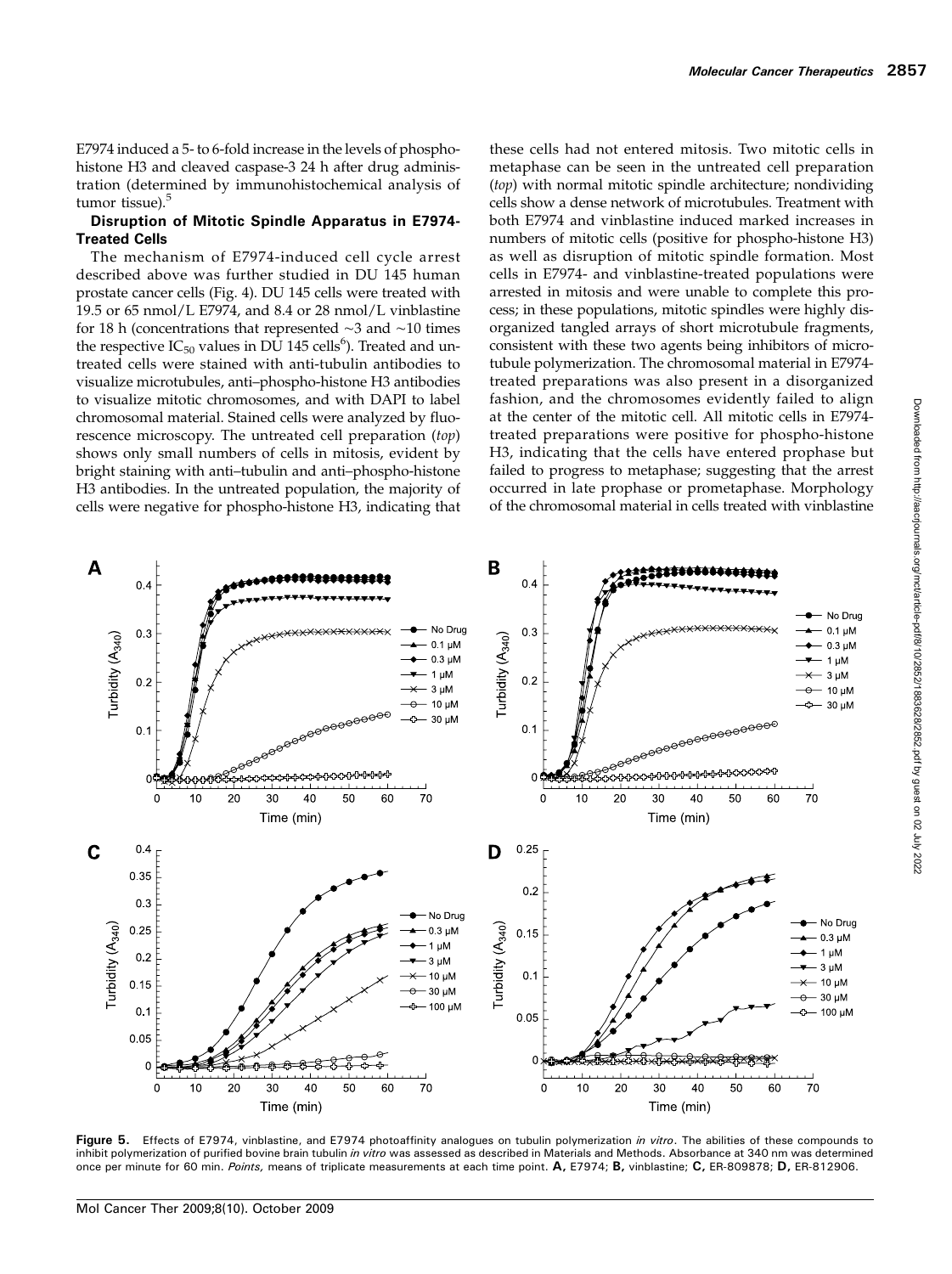E7974 induced a 5- to 6-fold increase in the levels of phospho-histone H3 and cleaved caspase-3 24 h after drug administration (determined by immunohistochemical analysis of tumor tissue).[5]

**Disruption of Mitotic Spindle Apparatus in E7974-Treated Cells**

The mechanism of E7974-induced cell cycle arrest described above was further studied in DU 145 human prostate cancer cells (Fig. 4). DU 145 cells were treated with 19.5 or 65 nmol/L E7974, and 8.4 or 28 nmol/L vinblastine for 18 h (concentrations that represented ~3 and ~10 times the respective $IC_{50}$ values in DU 145 cells[6]). Treated and untreated cells were stained with anti-tubulin antibodies to visualize microtubules, anti–phospho-histone H3 antibodies to visualize mitotic chromosomes, and with DAPI to label chromosomal material. Stained cells were analyzed by fluorescence microscopy. The untreated cell preparation (*top*) shows only small numbers of cells in mitosis, evident by bright staining with anti–tubulin and anti–phospho-histone H3 antibodies. In the untreated population, the majority of cells were negative for phospho-histone H3, indicating that these cells had not entered mitosis. Two mitotic cells in metaphase can be seen in the untreated cell preparation (*top*) with normal mitotic spindle architecture; nondividing cells show a dense network of microtubules. Treatment with both E7974 and vinblastine induced marked increases in numbers of mitotic cells (positive for phospho-histone H3) as well as disruption of mitotic spindle formation. Most cells in E7974- and vinblastine-treated populations were arrested in mitosis and were unable to complete this process; in these populations, mitotic spindles were highly disorganized tangled arrays of short microtubule fragments, consistent with these two agents being inhibitors of microtubule polymerization. The chromosomal material in E7974-treated preparations was also present in a disorganized fashion, and the chromosomes evidently failed to align at the center of the mitotic cell. All mitotic cells in E7974-treated preparations were positive for phospho-histone H3, indicating that the cells have entered prophase but failed to progress to metaphase; suggesting that the arrest occurred in late prophase or prometaphase. Morphology of the chromosomal material in cells treated with vinblastine

**Figure 5.** Effects of E7974, vinblastine, and E7974 photoaffinity analogues on tubulin polymerization *in vitro*. The abilities of these compounds to inhibit polymerization of purified bovine brain tubulin *in vitro* was assessed as described in Materials and Methods. Absorbance at 340 nm was determined once per minute for 60 min. *Points,* means of triplicate measurements at each time point. **A,** E7974; **B,** vinblastine; **C,** ER-809878; **D,** ER-812906.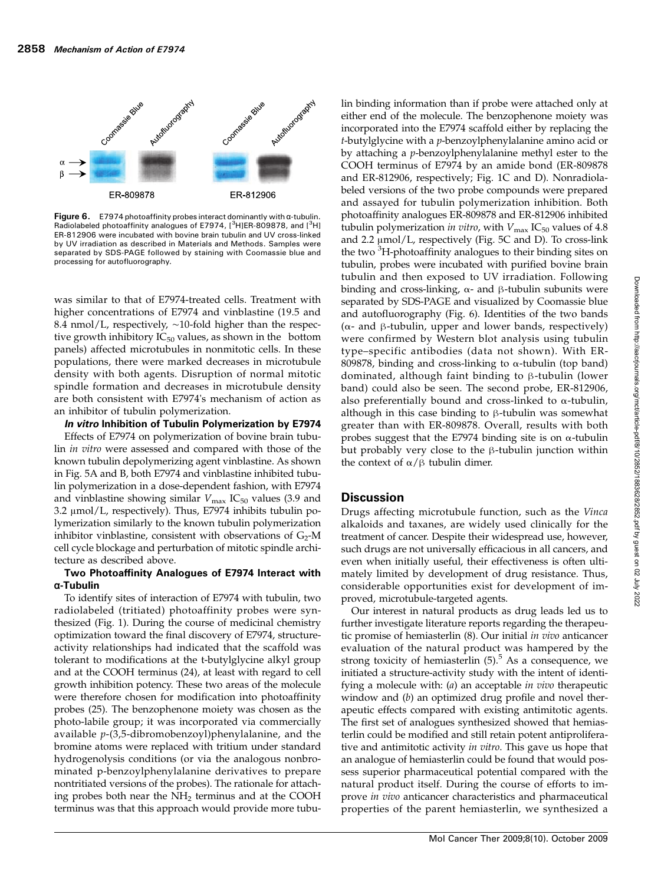Figure 6. E7974 photoaffinity probes interact dominantly with α-tubulin. Radiolabeled photoaffinity analogues of E7974, [$^3$H]ER-809878, and [$^3$H] ER-812906 were incubated with bovine brain tubulin and UV cross-linked by UV irradiation as described in Materials and Methods. Samples were separated by SDS-PAGE followed by staining with Coomassie blue and processing for autofluorography.

was similar to that of E7974-treated cells. Treatment with higher concentrations of E7974 and vinblastine (19.5 and 8.4 nmol/L, respectively, ~10-fold higher than the respective growth inhibitory $IC_{50}$ values, as shown in the bottom panels) affected microtubules in nonmitotic cells. In these populations, there were marked decreases in microtubule density with both agents. Disruption of normal mitotic spindle formation and decreases in microtubule density are both consistent with E7974's mechanism of action as an inhibitor of tubulin polymerization.

### *In vitro* Inhibition of Tubulin Polymerization by E7974

Effects of E7974 on polymerization of bovine brain tubulin *in vitro* were assessed and compared with those of the known tubulin depolymerizing agent vinblastine. As shown in Fig. 5A and B, both E7974 and vinblastine inhibited tubulin polymerization in a dose-dependent fashion, with E7974 and vinblastine showing similar $V_{max}$ $IC_{50}$ values (3.9 and 3.2 μmol/L, respectively). Thus, E7974 inhibits tubulin polymerization similarly to the known tubulin polymerization inhibitor vinblastine, consistent with observations of $G_2$-M cell cycle blockage and perturbation of mitotic spindle architecture as described above.

### Two Photoaffinity Analogues of E7974 Interact with α-Tubulin

To identify sites of interaction of E7974 with tubulin, two radiolabeled (tritiated) photoaffinity probes were synthesized (Fig. 1). During the course of medicinal chemistry optimization toward the final discovery of E7974, structure-activity relationships had indicated that the scaffold was tolerant to modifications at the t-butylglycine alkyl group and at the COOH terminus (24), at least with regard to cell growth inhibition potency. These two areas of the molecule were therefore chosen for modification into photoaffinity probes (25). The benzophenone moiety was chosen as the photo-labile group; it was incorporated via commercially available *p*-(3,5-dibromobenzoyl)phenylalanine, and the bromine atoms were replaced with tritium under standard hydrogenolysis conditions (or via the analogous nonbrominated p-benzoylphenylalanine derivatives to prepare nontritiated versions of the probes). The rationale for attaching probes both near the $NH_2$ terminus and at the COOH terminus was that this approach would provide more tubulin binding information than if probe were attached only at either end of the molecule. The benzophenone moiety was incorporated into the E7974 scaffold either by replacing the *t*-butylglycine with a *p*-benzoylphenylalanine amino acid or by attaching a *p*-benzoylphenylalanine methyl ester to the COOH terminus of E7974 by an amide bond (ER-809878 and ER-812906, respectively; Fig. 1C and D). Nonradiolabeled versions of the two probe compounds were prepared and assayed for tubulin polymerization inhibition. Both photoaffinity analogues ER-809878 and ER-812906 inhibited tubulin polymerization *in vitro*, with $V_{max}$ $IC_{50}$ values of 4.8 and 2.2 μmol/L, respectively (Fig. 5C and D). To cross-link the two $^3$H-photoaffinity analogues to their binding sites on tubulin, probes were incubated with purified bovine brain tubulin and then exposed to UV irradiation. Following binding and cross-linking, α- and β-tubulin subunits were separated by SDS-PAGE and visualized by Coomassie blue and autofluorography (Fig. 6). Identities of the two bands (α- and β-tubulin, upper and lower bands, respectively) were confirmed by Western blot analysis using tubulin type–specific antibodies (data not shown). With ER-809878, binding and cross-linking to α-tubulin (top band) dominated, although faint binding to β-tubulin (lower band) could also be seen. The second probe, ER-812906, also preferentially bound and cross-linked to α-tubulin, although in this case binding to β-tubulin was somewhat greater than with ER-809878. Overall, results with both probes suggest that the E7974 binding site is on α-tubulin but probably very close to the β-tubulin junction within the context of α/β tubulin dimer.

## Discussion

Drugs affecting microtubule function, such as the *Vinca* alkaloids and taxanes, are widely used clinically for the treatment of cancer. Despite their widespread use, however, such drugs are not universally efficacious in all cancers, and even when initially useful, their effectiveness is often ultimately limited by development of drug resistance. Thus, considerable opportunities exist for development of improved, microtubule-targeted agents.

Our interest in natural products as drug leads led us to further investigate literature reports regarding the therapeutic promise of hemiasterlin (8). Our initial *in vivo* anticancer evaluation of the natural product was hampered by the strong toxicity of hemiasterlin (5).[5] As a consequence, we initiated a structure-activity study with the intent of identifying a molecule with: (*a*) an acceptable *in vivo* therapeutic window and (*b*) an optimized drug profile and novel therapeutic effects compared with existing antimitotic agents. The first set of analogues synthesized showed that hemiasterlin could be modified and still retain potent antiproliferative and antimitotic activity *in vitro*. This gave us hope that an analogue of hemiasterlin could be found that would possess superior pharmaceutical potential compared with the natural product itself. During the course of efforts to improve *in vivo* anticancer characteristics and pharmaceutical properties of the parent hemiasterlin, we synthesized a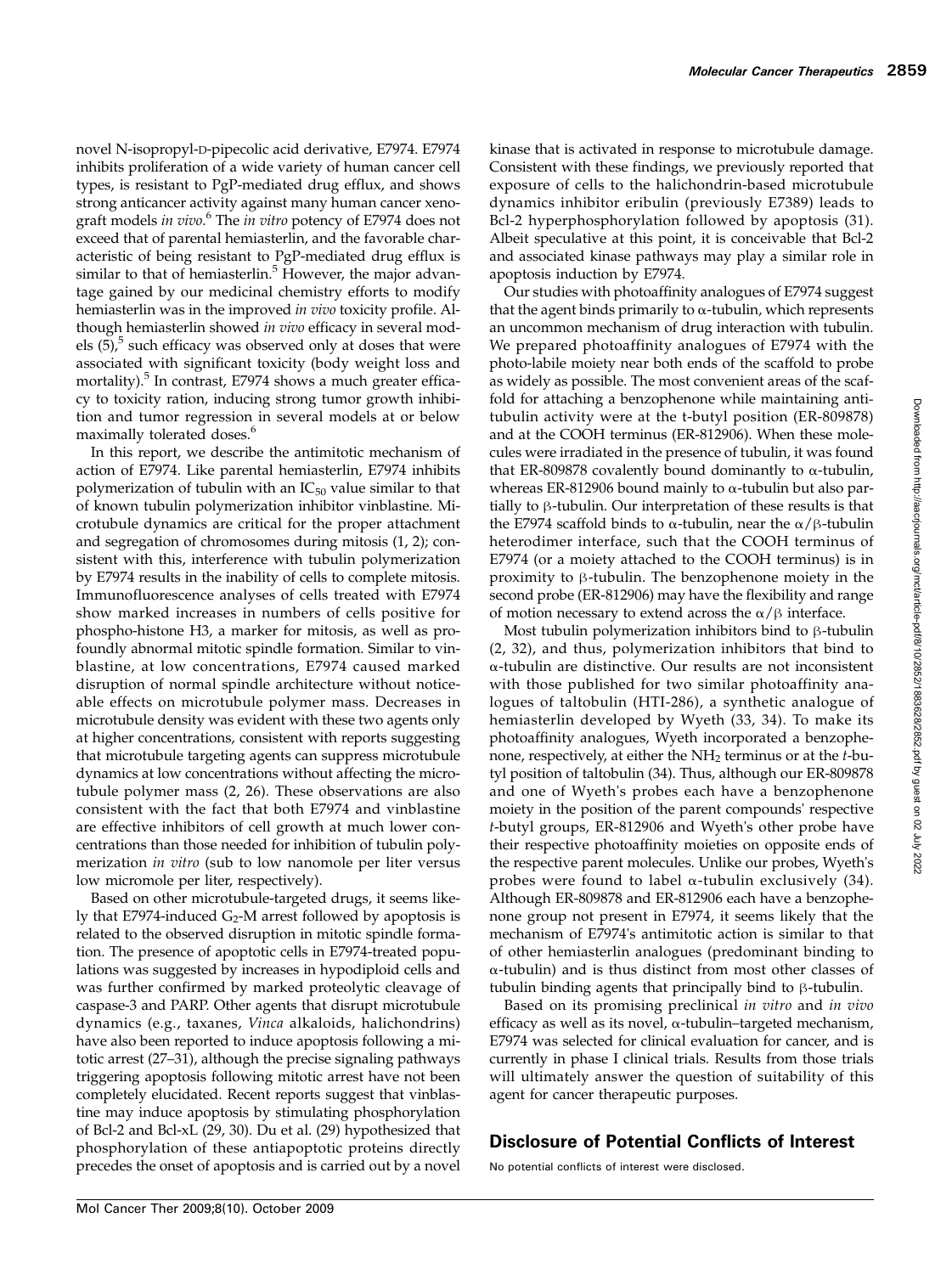novel N-isopropyl-D-pipecolic acid derivative, E7974. E7974 inhibits proliferation of a wide variety of human cancer cell types, is resistant to PgP-mediated drug efflux, and shows strong anticancer activity against many human cancer xenograft models *in vivo*.[6] The *in vitro* potency of E7974 does not exceed that of parental hemiasterlin, and the favorable characteristic of being resistant to PgP-mediated drug efflux is similar to that of hemiasterlin.[5] However, the major advantage gained by our medicinal chemistry efforts to modify hemiasterlin was in the improved *in vivo* toxicity profile. Although hemiasterlin showed *in vivo* efficacy in several models (5),[5] such efficacy was observed only at doses that were associated with significant toxicity (body weight loss and mortality).[5] In contrast, E7974 shows a much greater efficacy to toxicity ration, inducing strong tumor growth inhibition and tumor regression in several models at or below maximally tolerated doses.[6]

In this report, we describe the antimitotic mechanism of action of E7974. Like parental hemiasterlin, E7974 inhibits polymerization of tubulin with an $IC_{50}$ value similar to that of known tubulin polymerization inhibitor vinblastine. Microtubule dynamics are critical for the proper attachment and segregation of chromosomes during mitosis (1, 2); consistent with this, interference with tubulin polymerization by E7974 results in the inability of cells to complete mitosis. Immunofluorescence analyses of cells treated with E7974 show marked increases in numbers of cells positive for phospho-histone H3, a marker for mitosis, as well as profoundly abnormal mitotic spindle formation. Similar to vinblastine, at low concentrations, E7974 caused marked disruption of normal spindle architecture without noticeable effects on microtubule polymer mass. Decreases in microtubule density was evident with these two agents only at higher concentrations, consistent with reports suggesting that microtubule targeting agents can suppress microtubule dynamics at low concentrations without affecting the microtubule polymer mass (2, 26). These observations are also consistent with the fact that both E7974 and vinblastine are effective inhibitors of cell growth at much lower concentrations than those needed for inhibition of tubulin polymerization *in vitro* (sub to low nanomole per liter versus low micromole per liter, respectively).

Based on other microtubule-targeted drugs, it seems likely that E7974-induced $G_2$-M arrest followed by apoptosis is related to the observed disruption in mitotic spindle formation. The presence of apoptotic cells in E7974-treated populations was suggested by increases in hypodiploid cells and was further confirmed by marked proteolytic cleavage of caspase-3 and PARP. Other agents that disrupt microtubule dynamics (e.g., taxanes, *Vinca* alkaloids, halichondrins) have also been reported to induce apoptosis following a mitotic arrest (27–31), although the precise signaling pathways triggering apoptosis following mitotic arrest have not been completely elucidated. Recent reports suggest that vinblastine may induce apoptosis by stimulating phosphorylation of Bcl-2 and Bcl-xL (29, 30). Du et al. (29) hypothesized that phosphorylation of these antiapoptotic proteins directly precedes the onset of apoptosis and is carried out by a novel kinase that is activated in response to microtubule damage. Consistent with these findings, we previously reported that exposure of cells to the halichondrin-based microtubule dynamics inhibitor eribulin (previously E7389) leads to Bcl-2 hyperphosphorylation followed by apoptosis (31). Albeit speculative at this point, it is conceivable that Bcl-2 and associated kinase pathways may play a similar role in apoptosis induction by E7974.

Our studies with photoaffinity analogues of E7974 suggest that the agent binds primarily to α-tubulin, which represents an uncommon mechanism of drug interaction with tubulin. We prepared photoaffinity analogues of E7974 with the photo-labile moiety near both ends of the scaffold to probe as widely as possible. The most convenient areas of the scaffold for attaching a benzophenone while maintaining antitubulin activity were at the t-butyl position (ER-809878) and at the COOH terminus (ER-812906). When these molecules were irradiated in the presence of tubulin, it was found that ER-809878 covalently bound dominantly to α-tubulin, whereas ER-812906 bound mainly to α-tubulin but also partially to β-tubulin. Our interpretation of these results is that the E7974 scaffold binds to α-tubulin, near the α/β-tubulin heterodimer interface, such that the COOH terminus of E7974 (or a moiety attached to the COOH terminus) is in proximity to β-tubulin. The benzophenone moiety in the second probe (ER-812906) may have the flexibility and range of motion necessary to extend across the α/β interface.

Most tubulin polymerization inhibitors bind to β-tubulin (2, 32), and thus, polymerization inhibitors that bind to α-tubulin are distinctive. Our results are not inconsistent with those published for two similar photoaffinity analogues of taltobulin (HTI-286), a synthetic analogue of hemiasterlin developed by Wyeth (33, 34). To make its photoaffinity analogues, Wyeth incorporated a benzophenone, respectively, at either the $NH_2$ terminus or at the *t*-butyl position of taltobulin (34). Thus, although our ER-809878 and one of Wyeth's probes each have a benzophenone moiety in the position of the parent compounds' respective *t*-butyl groups, ER-812906 and Wyeth's other probe have their respective photoaffinity moieties on opposite ends of the respective parent molecules. Unlike our probes, Wyeth's probes were found to label α-tubulin exclusively (34). Although ER-809878 and ER-812906 each have a benzophenone group not present in E7974, it seems likely that the mechanism of E7974's antimitotic action is similar to that of other hemiasterlin analogues (predominant binding to α-tubulin) and is thus distinct from most other classes of tubulin binding agents that principally bind to β-tubulin.

Based on its promising preclinical *in vitro* and *in vivo* efficacy as well as its novel, α-tubulin–targeted mechanism, E7974 was selected for clinical evaluation for cancer, and is currently in phase I clinical trials. Results from those trials will ultimately answer the question of suitability of this agent for cancer therapeutic purposes.

## Disclosure of Potential Conflicts of Interest

No potential conflicts of interest were disclosed.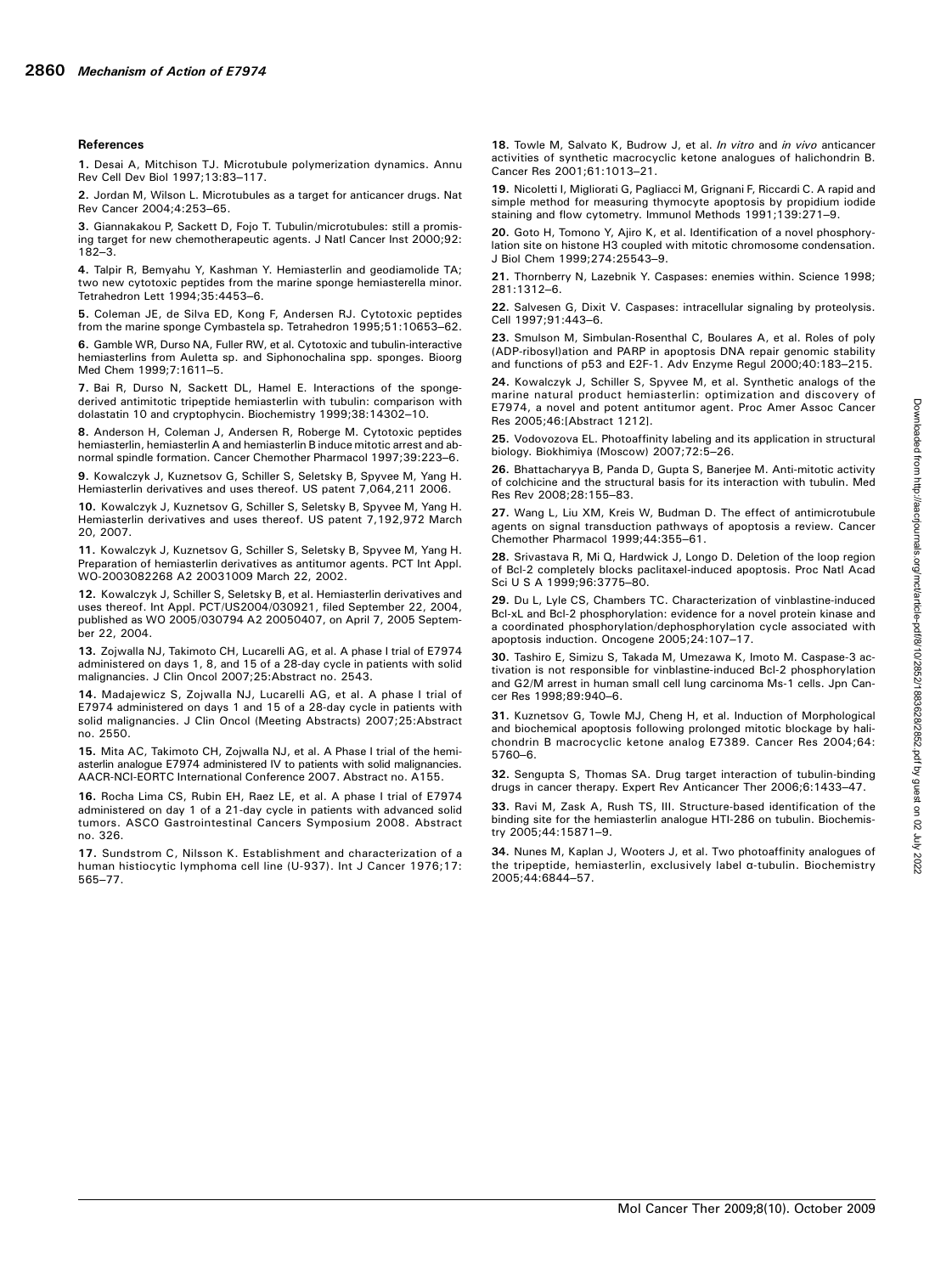## References

1. Desai A, Mitchison TJ. Microtubule polymerization dynamics. Annu Rev Cell Dev Biol 1997;13:83–117.

2. Jordan M, Wilson L. Microtubules as a target for anticancer drugs. Nat Rev Cancer 2004;4:253–65.

3. Giannakakou P, Sackett D, Fojo T. Tubulin/microtubules: still a promising target for new chemotherapeutic agents. J Natl Cancer Inst 2000;92:182–3.

4. Talpir R, Bemyahu Y, Kashman Y. Hemiasterlin and geodiamolide TA; two new cytotoxic peptides from the marine sponge hemiasterella minor. Tetrahedron Lett 1994;35:4453–6.

5. Coleman JE, de Silva ED, Kong F, Andersen RJ. Cytotoxic peptides from the marine sponge Cymbastela sp. Tetrahedron 1995;51:10653–62.

6. Gamble WR, Durso NA, Fuller RW, et al. Cytotoxic and tubulin-interactive hemiasterlins from Auletta sp. and Siphonochalina spp. sponges. Bioorg Med Chem 1999;7:1611–5.

7. Bai R, Durso N, Sackett DL, Hamel E. Interactions of the sponge-derived antimitotic tripeptide hemiasterlin with tubulin: comparison with dolastatin 10 and cryptophycin. Biochemistry 1999;38:14302–10.

8. Anderson H, Coleman J, Andersen R, Roberge M. Cytotoxic peptides hemiasterlin, hemiasterlin A and hemiasterlin B induce mitotic arrest and abnormal spindle formation. Cancer Chemother Pharmacol 1997;39:223–6.

9. Kowalczyk J, Kuznetsov G, Schiller S, Seletsky B, Spyvee M, Yang H. Hemiasterlin derivatives and uses thereof. US patent 7,064,211 2006.

10. Kowalczyk J, Kuznetsov G, Schiller S, Seletsky B, Spyvee M, Yang H. Hemiasterlin derivatives and uses thereof. US patent 7,192,972 March 20, 2007.

11. Kowalczyk J, Kuznetsov G, Schiller S, Seletsky B, Spyvee M, Yang H. Preparation of hemiasterlin derivatives as antitumor agents. PCT Int Appl. WO-2003082268 A2 20031009 March 22, 2002.

12. Kowalczyk J, Schiller S, Seletsky B, et al. Hemiasterlin derivatives and uses thereof. Int Appl. PCT/US2004/030921, filed September 22, 2004, published as WO 2005/030794 A2 20050407, on April 7, 2005 September 22, 2004.

13. Zojwalla NJ, Takimoto CH, Lucarelli AG, et al. A phase I trial of E7974 administered on days 1, 8, and 15 of a 28-day cycle in patients with solid malignancies. J Clin Oncol 2007;25:Abstract no. 2543.

14. Madajewicz S, Zojwalla NJ, Lucarelli AG, et al. A phase I trial of E7974 administered on days 1 and 15 of a 28-day cycle in patients with solid malignancies. J Clin Oncol (Meeting Abstracts) 2007;25:Abstract no. 2550.

15. Mita AC, Takimoto CH, Zojwalla NJ, et al. A Phase I trial of the hemiasterlin analogue E7974 administered IV to patients with solid malignancies. AACR-NCI-EORTC International Conference 2007. Abstract no. A155.

16. Rocha Lima CS, Rubin EH, Raez LE, et al. A phase I trial of E7974 administered on day 1 of a 21-day cycle in patients with advanced solid tumors. ASCO Gastrointestinal Cancers Symposium 2008. Abstract no. 326.

17. Sundstrom C, Nilsson K. Establishment and characterization of a human histiocytic lymphoma cell line (U-937). Int J Cancer 1976;17:565–77.

18. Towle M, Salvato K, Budrow J, et al. *In vitro* and *in vivo* anticancer activities of synthetic macrocyclic ketone analogues of halichondrin B. Cancer Res 2001;61:1013–21.

19. Nicoletti I, Migliorati G, Pagliacci M, Grignani F, Riccardi C. A rapid and simple method for measuring thymocyte apoptosis by propidium iodide staining and flow cytometry. Immunol Methods 1991;139:271–9.

20. Goto H, Tomono Y, Ajiro K, et al. Identification of a novel phosphorylation site on histone H3 coupled with mitotic chromosome condensation. J Biol Chem 1999;274:25543–9.

21. Thornberry N, Lazebnik Y. Caspases: enemies within. Science 1998;281:1312–6.

22. Salvesen G, Dixit V. Caspases: intracellular signaling by proteolysis. Cell 1997;91:443–6.

23. Smulson M, Simbulan-Rosenthal C, Boulares A, et al. Roles of poly (ADP-ribosyl)ation and PARP in apoptosis DNA repair genomic stability and functions of p53 and E2F-1. Adv Enzyme Regul 2000;40:183–215.

24. Kowalczyk J, Schiller S, Spyvee M, et al. Synthetic analogs of the marine natural product hemiasterlin: optimization and discovery of E7974, a novel and potent antitumor agent. Proc Amer Assoc Cancer Res 2005;46:[Abstract 1212].

25. Vodovozova EL. Photoaffinity labeling and its application in structural biology. Biokhimiya (Moscow) 2007;72:5–26.

26. Bhattacharyya B, Panda D, Gupta S, Banerjee M. Anti-mitotic activity of colchicine and the structural basis for its interaction with tubulin. Med Res Rev 2008;28:155–83.

27. Wang L, Liu XM, Kreis W, Budman D. The effect of antimicrotubule agents on signal transduction pathways of apoptosis a review. Cancer Chemother Pharmacol 1999;44:355–61.

28. Srivastava R, Mi Q, Hardwick J, Longo D. Deletion of the loop region of Bcl-2 completely blocks paclitaxel-induced apoptosis. Proc Natl Acad Sci U S A 1999;96:3775–80.

29. Du L, Lyle CS, Chambers TC. Characterization of vinblastine-induced Bcl-xL and Bcl-2 phosphorylation: evidence for a novel protein kinase and a coordinated phosphorylation/dephosphorylation cycle associated with apoptosis induction. Oncogene 2005;24:107–17.

30. Tashiro E, Simizu S, Takada M, Umezawa K, Imoto M. Caspase-3 activation is not responsible for vinblastine-induced Bcl-2 phosphorylation and G2/M arrest in human small cell lung carcinoma Ms-1 cells. Jpn Cancer Res 1998;89:940–6.

31. Kuznetsov G, Towle MJ, Cheng H, et al. Induction of Morphological and biochemical apoptosis following prolonged mitotic blockage by halichondrin B macrocyclic ketone analog E7389. Cancer Res 2004;64:5760–6.

32. Sengupta S, Thomas SA. Drug target interaction of tubulin-binding drugs in cancer therapy. Expert Rev Anticancer Ther 2006;6:1433–47.

33. Ravi M, Zask A, Rush TS, III. Structure-based identification of the binding site for the hemiasterlin analogue HTI-286 on tubulin. Biochemistry 2005;44:15871–9.

34. Nunes M, Kaplan J, Wooters J, et al. Two photoaffinity analogues of the tripeptide, hemiasterlin, exclusively label α-tubulin. Biochemistry 2005;44:6844–57.